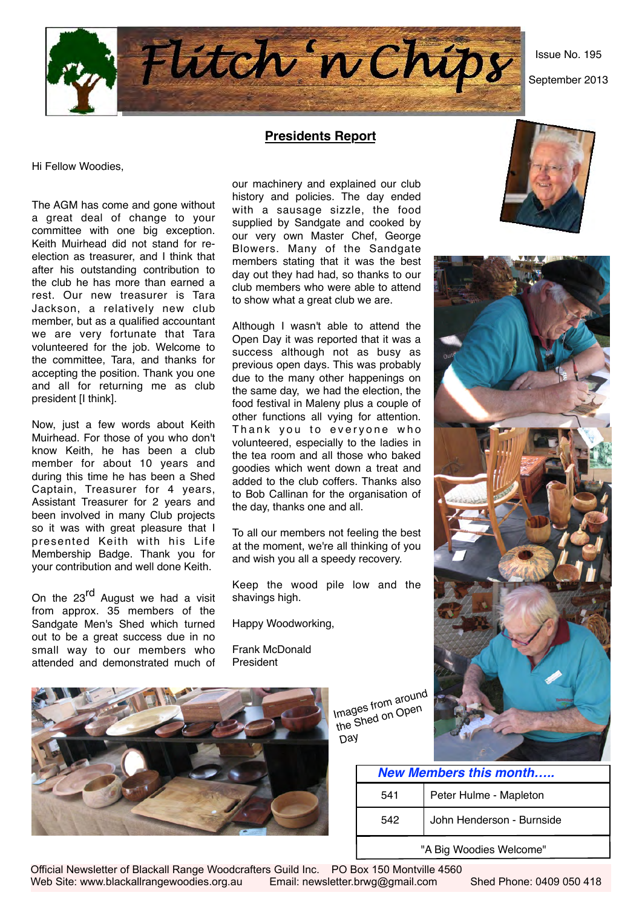# Flitch 'n Chips

Issue No. 195

September 2013

## Presidents Report

Hi Fellow Woodies,

The AGM has come and gone without a great deal of change to your committee with one big exception. Keith Muirhead did not stand for re-election as treasurer, and I think that after his outstanding contribution to the club he has more than earned a rest. Our new treasurer is Tara Jackson, a relatively new club member, but as a qualified accountant we are very fortunate that Tara volunteered for the job. Welcome to the committee, Tara, and thanks for accepting the position. Thank you one and all for returning me as club president [I think].

Now, just a few words about Keith Muirhead. For those of you who don't know Keith, he has been a club member for about 10 years and during this time he has been a Shed Captain, Treasurer for 4 years, Assistant Treasurer for 2 years and been involved in many Club projects so it was with great pleasure that I presented Keith with his Life Membership Badge. Thank you for your contribution and well done Keith.

On the 23rd August we had a visit from approx. 35 members of the Sandgate Men's Shed which turned out to be a great success due in no small way to our members who attended and demonstrated much of our machinery and explained our club history and policies. The day ended with a sausage sizzle, the food supplied by Sandgate and cooked by our very own Master Chef, George Blowers. Many of the Sandgate members stating that it was the best day out they had had, so thanks to our club members who were able to attend to show what a great club we are.

Although I wasn't able to attend the Open Day it was reported that it was a success although not as busy as previous open days. This was probably due to the many other happenings on the same day, we had the election, the food festival in Maleny plus a couple of other functions all vying for attention. Thank you to everyone who volunteered, especially to the ladies in the tea room and all those who baked goodies which went down a treat and added to the club coffers. Thanks also to Bob Callinan for the organisation of the day, thanks one and all.

To all our members not feeling the best at the moment, we're all thinking of you and wish you all a speedy recovery.

Keep the wood pile low and the shavings high.

Happy Woodworking,

Frank McDonald
President

Images from around the Shed on Open Day

| *New Members this month…..* | |
|---|---|
| 541 | Peter Hulme - Mapleton |
| 542 | John Henderson - Burnside |
| "A Big Woodies Welcome" | |

Official Newsletter of Blackall Range Woodcrafters Guild Inc. PO Box 150 Montville 4560
Web Site: www.blackallrangewoodies.org.au Email: newsletter.brwg@gmail.com Shed Phone: 0409 050 418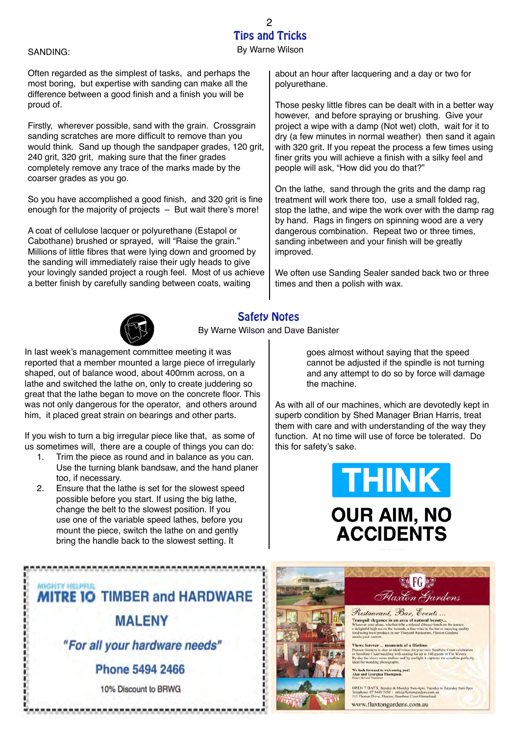## Tips and Tricks

By Warne Wilson

SANDING:

Often regarded as the simplest of tasks, and perhaps the most boring, but expertise with sanding can make all the difference between a good finish and a finish you will be proud of.

Firstly, wherever possible, sand with the grain. Crossgrain sanding scratches are more difficult to remove than you would think. Sand up though the sandpaper grades, 120 grit, 240 grit, 320 grit, making sure that the finer grades completely remove any trace of the marks made by the coarser grades as you go.

So you have accomplished a good finish, and 320 grit is fine enough for the majority of projects – But wait there's more!

A coat of cellulose lacquer or polyurethane (Estapol or Cabothane) brushed or sprayed, will "Raise the grain." Millions of little fibres that were lying down and groomed by the sanding will immediately raise their ugly heads to give your lovingly sanded project a rough feel. Most of us achieve a better finish by carefully sanding between coats, waiting about an hour after lacquering and a day or two for polyurethane.

Those pesky little fibres can be dealt with in a better way however, and before spraying or brushing. Give your project a wipe with a damp (Not wet) cloth, wait for it to dry (a few minutes in normal weather) then sand it again with 320 grit. If you repeat the process a few times using finer grits you will achieve a finish with a silky feel and people will ask, "How did you do that?"

On the lathe, sand through the grits and the damp rag treatment will work there too, use a small folded rag, stop the lathe, and wipe the work over with the damp rag by hand. Rags in fingers on spinning wood are a very dangerous combination. Repeat two or three times, sanding inbetween and your finish will be greatly improved.

We often use Sanding Sealer sanded back two or three times and then a polish with wax.

## Safety Notes

By Warne Wilson and Dave Banister

In last week's management committee meeting it was reported that a member mounted a large piece of irregularly shaped, out of balance wood, about 400mm across, on a lathe and switched the lathe on, only to create juddering so great that the lathe began to move on the concrete floor. This was not only dangerous for the operator, and others around him, it placed great strain on bearings and other parts.

If you wish to turn a big irregular piece like that, as some of us sometimes will, there are a couple of things you can do:

1. Trim the piece as round and in balance as you can. Use the turning blank bandsaw, and the hand planer too, if necessary.
2. Ensure that the lathe is set for the slowest speed possible before you start. If using the big lathe, change the belt to the slowest position. If you use one of the variable speed lathes, before you mount the piece, switch the lathe on and gently bring the handle back to the slowest setting. It goes almost without saying that the speed cannot be adjusted if the spindle is not turning and any attempt to do so by force will damage the machine.

As with all of our machines, which are devotedly kept in superb condition by Shed Manager Brian Harris, treat them with care and with understanding of the way they function. At no time will use of force be tolerated. Do this for safety's sake.

**THINK**

**OUR AIM, NO ACCIDENTS**

---

MIGHTY HELPFUL
**MITRE 10 TIMBER and HARDWARE**

**MALENY**

***"For all your hardware needs"***

**Phone 5494 2466**

10% Discount to BRWG

---

**FG Flaxton Gardens**

*Restaurant, Bar, Events ...*

**Tranquil elegance in an area of natural beauty...**
Whatever your plans, whether it be a relaxed alfresco lunch on the terrace, a delightful high tea on the veranda, a fine wine in the bar or enjoying quality food using local produce in our Vineyard Restaurant, Flaxton Gardens awaits your custom.

**Views forever ... moments of a lifetime**
Flaxton Gardens is also an ideal venue for your next Sunshine Coast celebration or Sunshine Coast wedding with seating for up to 160 guests in The Winery. By day the views seem endless and by starlight it captures the coastline perfectly ... ideal for wedding photography.

**We look forward to welcoming you!**
**Alan and Georgina Thompsen**
Head Chef and Proprietor

OPEN 7 DAYS. Sunday & Monday 9am-4pm, Tuesday to Saturday 9am-9pm
Telephone: 07 5445 7450 | info@flaxtongardens.com.au
313 Flaxton Drive, Flaxton, Sunshine Coast Hinterland

www.flaxtongardens.com.au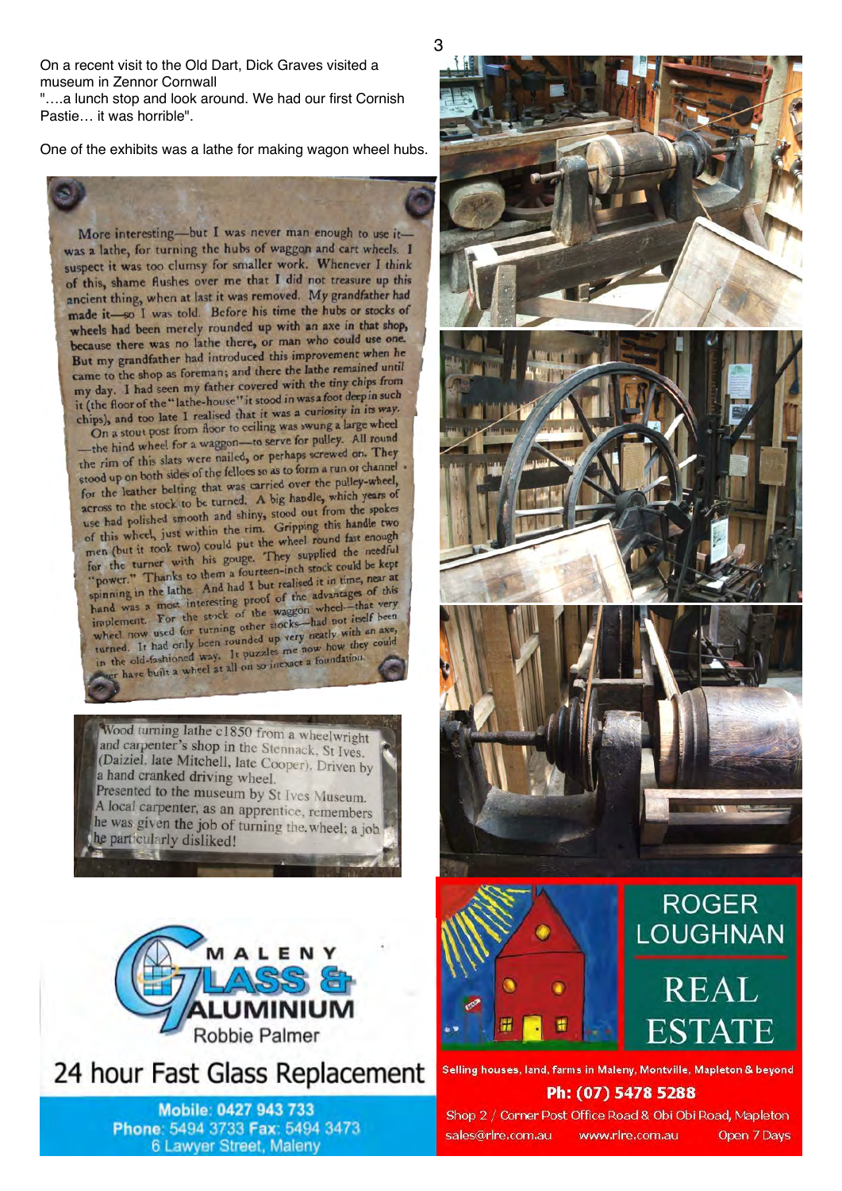On a recent visit to the Old Dart, Dick Graves visited a museum in Zennor Cornwall

"….a lunch stop and look around. We had our first Cornish Pastie… it was horrible".

One of the exhibits was a lathe for making wagon wheel hubs.

More interesting—but I was never man enough to use it—was a lathe, for turning the hubs of waggon and cart wheels. I suspect it was too clumsy for smaller work. Whenever I think of this, shame flushes over me that I did not treasure up this ancient thing, when at last it was removed. My grandfather had made it—so I was told. Before his time the hubs or stocks of wheels had been merely rounded up with an axe in that shop, because there was no lathe there, or man who could use one. But my grandfather had introduced this improvement when he came to the shop as foreman; and there the lathe remained until my day. I had seen my father covered with the tiny chips from it (the floor of the "lathe-house" it stood in was a foot deep in such chips), and too late I realised that it was a curiosity in its way.

On a stout post from floor to ceiling was swung a large wheel—the hind wheel for a waggon—to serve for pulley. All round the rim of this slats were nailed, or perhaps screwed on. They stood up on both sides of the felloes so as to form a run or channel for the leather belting that was carried over the pulley-wheel, across to the stock to be turned. A big handle, which years of use had polished smooth and shiny, stood out from the spokes of this wheel, just within the rim. Gripping this handle two men (but it took two) could put the wheel round fast enough for the turner with his gouge. They supplied the needful "power." Thanks to them a fourteen-inch stock could be kept spinning in the lathe. And had I but realised it in time, near at hand was a most interesting proof of the advantages of this implement. For the stock of the waggon wheel—that very wheel now used for turning other stocks—had not itself been turned. It had only been rounded up very neatly with an axe, in the old-fashioned way. It puzzles me now how they could ever have built a wheel at all on so inexact a foundation.

Wood turning lathe c1850 from a wheelwright and carpenter's shop in the Stennack, St Ives. (Daiziel, late Mitchell, late Cooper). Driven by a hand cranked driving wheel.
Presented to the museum by St Ives Museum.
A local carpenter, as an apprentice, remembers he was given the job of turning the wheel; a job he particularly disliked!

MALENY GLASS & ALUMINIUM
Robbie Palmer

24 hour Fast Glass Replacement

Mobile: 0427 943 733
Phone: 5494 3733 Fax: 5494 3473
6 Lawyer Street, Maleny

ROGER LOUGHNAN REAL ESTATE

Selling houses, land, farms in Maleny, Montville, Mapleton & beyond

**Ph: (07) 5478 5288**

Shop 2 / Corner Post Office Road & Obi Obi Road, Mapleton
sales@rlre.com.au www.rlre.com.au Open 7 Days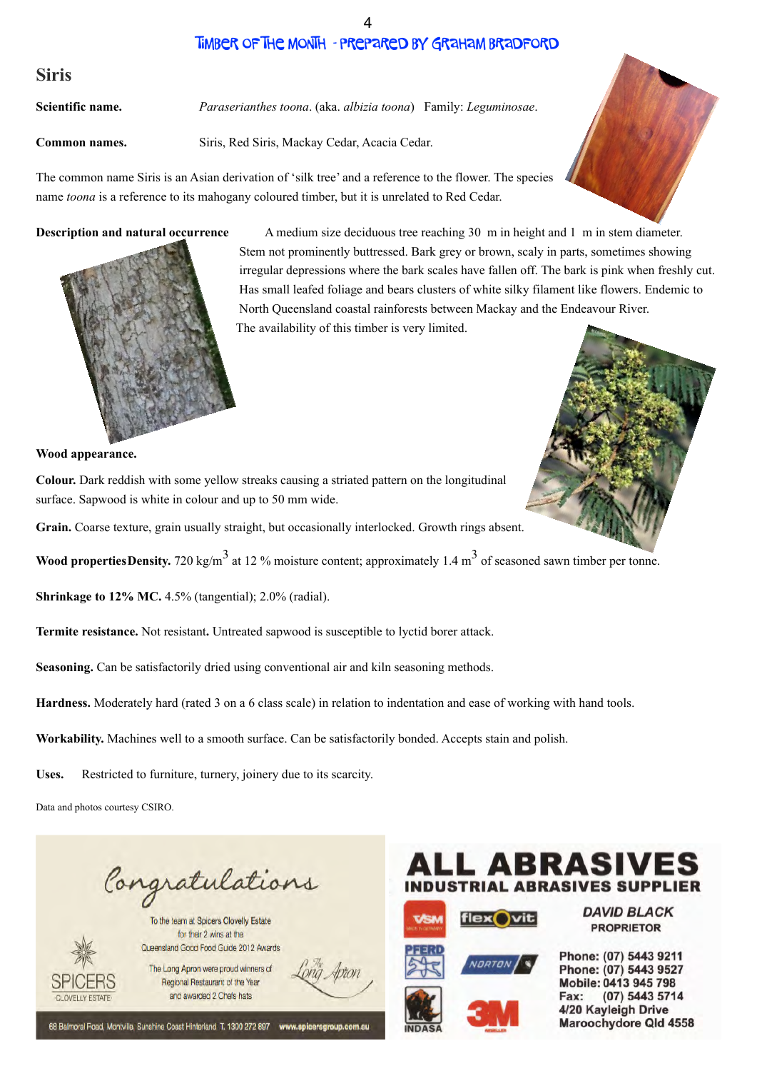## Timber of the Month - Prepared by Graham Bradford

# Siris

**Scientific name.** *Paraserianthes toona*. (aka. *albizia toona*) Family: *Leguminosae*.

**Common names.** Siris, Red Siris, Mackay Cedar, Acacia Cedar.

The common name Siris is an Asian derivation of 'silk tree' and a reference to the flower. The species name *toona* is a reference to its mahogany coloured timber, but it is unrelated to Red Cedar.

**Description and natural occurrence** A medium size deciduous tree reaching 30 m in height and 1 m in stem diameter. Stem not prominently buttressed. Bark grey or brown, scaly in parts, sometimes showing irregular depressions where the bark scales have fallen off. The bark is pink when freshly cut. Has small leafed foliage and bears clusters of white silky filament like flowers. Endemic to North Queensland coastal rainforests between Mackay and the Endeavour River. The availability of this timber is very limited.

**Wood appearance.**

**Colour.** Dark reddish with some yellow streaks causing a striated pattern on the longitudinal surface. Sapwood is white in colour and up to 50 mm wide.

**Grain.** Coarse texture, grain usually straight, but occasionally interlocked. Growth rings absent.

**Wood properties** **Density.** 720 kg/m$^3$ at 12 % moisture content; approximately 1.4 m$^3$ of seasoned sawn timber per tonne.

**Shrinkage to 12% MC.** 4.5% (tangential); 2.0% (radial).

**Termite resistance.** Not resistant**.** Untreated sapwood is susceptible to lyctid borer attack.

**Seasoning.** Can be satisfactorily dried using conventional air and kiln seasoning methods.

**Hardness.** Moderately hard (rated 3 on a 6 class scale) in relation to indentation and ease of working with hand tools.

**Workability.** Machines well to a smooth surface. Can be satisfactorily bonded. Accepts stain and polish.

**Uses.** Restricted to furniture, turnery, joinery due to its scarcity.

Data and photos courtesy CSIRO.

---

*Congratulations*

To the team at Spicers Clovelly Estate for their 2 wins at the Queensland Good Food Guide 2012 Awards

The Long Apron were proud winners of Regional Restaurant of the Year and awarded 2 Chefs hats

SPICERS CLOVELLY ESTATE — The Long Apron

68 Balmoral Road, Montville, Sunshine Coast Hinterland T. 1300 272 897 www.spicersgroup.com.au

---

**ALL ABRASIVES**
**INDUSTRIAL ABRASIVES SUPPLIER**

VSM · flexovit · PFERD · NORTON · INDASA · 3M

**DAVID BLACK**
PROPRIETOR

Phone: (07) 5443 9211
Phone: (07) 5443 9527
Mobile: 0413 945 798
Fax: (07) 5443 5714
4/20 Kayleigh Drive
Maroochydore Qld 4558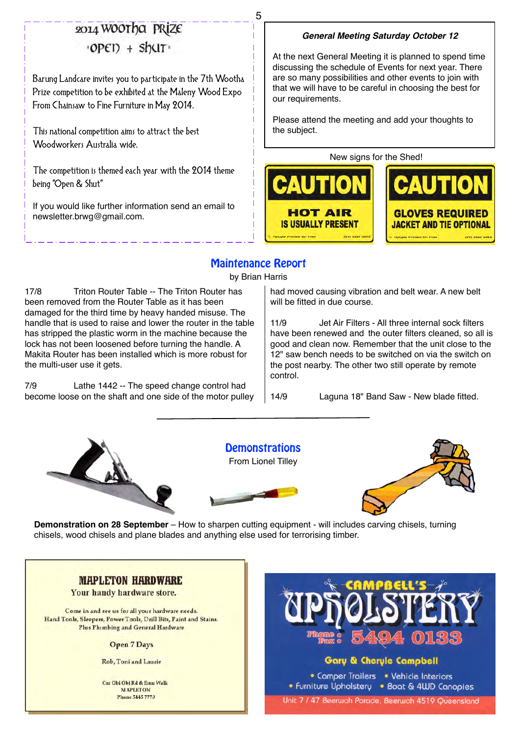## 2014 Wootha Prize

### "Open + Shut"

Barung Landcare invites you to participate in the 7th Wootha Prize competition to be exhibited at the Maleny Wood Expo From Chainsaw to Fine Furniture in May 2014.

This national competition aims to attract the best Woodworkers Australia wide.

The competition is themed each year with the 2014 theme being "Open & Shut"

If you would like further information send an email to newsletter.brwg@gmail.com.

### *General Meeting Saturday October 12*

At the next General Meeting it is planned to spend time discussing the schedule of Events for next year. There are so many possibilities and other events to join with that we will have to be careful in choosing the best for our requirements.

Please attend the meeting and add your thoughts to the subject.

New signs for the Shed!

**CAUTION**
HOT AIR
IS USUALLY PRESENT

**CAUTION**
GLOVES REQUIRED
JACKET AND TIE OPTIONAL

## Maintenance Report

by Brian Harris

17/8 Triton Router Table -- The Triton Router has been removed from the Router Table as it has been damaged for the third time by heavy handed misuse. The handle that is used to raise and lower the router in the table has stripped the plastic worm in the machine because the lock has not been loosened before turning the handle. A Makita Router has been installed which is more robust for the multi-user use it gets.

7/9 Lathe 1442 -- The speed change control had become loose on the shaft and one side of the motor pulley had moved causing vibration and belt wear. A new belt will be fitted in due course.

11/9 Jet Air Filters - All three internal sock filters have been renewed and the outer filters cleaned, so all is good and clean now. Remember that the unit close to the 12" saw bench needs to be switched on via the switch on the post nearby. The other two still operate by remote control.

14/9 Laguna 18" Band Saw - New blade fitted.

---

## Demonstrations

From Lionel Tilley

**Demonstration on 28 September** – How to sharpen cutting equipment - will includes carving chisels, turning chisels, wood chisels and plane blades and anything else used for terrorising timber.

---

**MAPLETON HARDWARE**
Your handy hardware store.

Come in and see us for all your hardware needs.
Hand Tools, Sleepers, Power Tools, Drill Bits, Paint and Stains.
Plus Plumbing and General Hardware

Open 7 Days

Rob, Toni and Laurie

Cnr Obi Obi Rd & Emu Walk
MAPLETON
Phone 5445 7773

---

**CAMPBELL'S UPHOLSTERY**
Phone : Fax : 5494 0133

Gary & Cheryle Campbell

- Camper Trailers
- Vehicle Interiors
- Furniture Upholstery
- Boat & 4WD Canopies

Unit 7 / 47 Beerwah Parade, Beerwah 4519 Queensland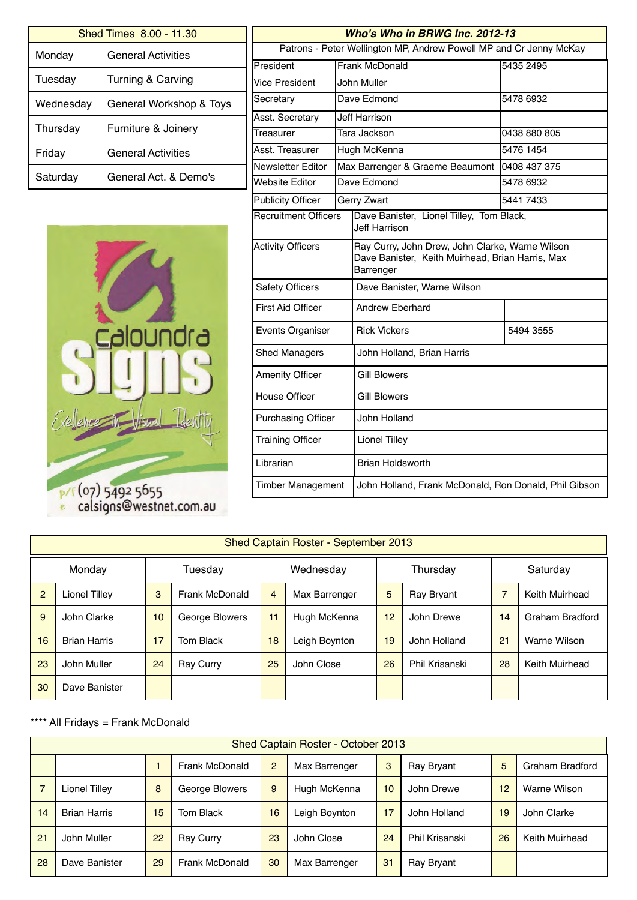| Shed Times 8.00 - 11.30 | |
|---|---|
| Monday | General Activities |
| Tuesday | Turning & Carving |
| Wednesday | General Workshop & Toys |
| Thursday | Furniture & Joinery |
| Friday | General Activities |
| Saturday | General Act. & Demo's |

Caloundra Signs

Exellence in Visual Identity

p/f (07) 5492 5655

e calsigns@westnet.com.au

***Who's Who in BRWG Inc. 2012-13***

Patrons - Peter Wellington MP, Andrew Powell MP and Cr Jenny McKay

| | | |
|---|---|---|
| President | Frank McDonald | 5435 2495 |
| Vice President | John Muller | |
| Secretary | Dave Edmond | 5478 6932 |
| Asst. Secretary | Jeff Harrison | |
| Treasurer | Tara Jackson | 0438 880 805 |
| Asst. Treasurer | Hugh McKenna | 5476 1454 |
| Newsletter Editor | Max Barrenger & Graeme Beaumont | 0408 437 375 |
| Website Editor | Dave Edmond | 5478 6932 |
| Publicity Officer | Gerry Zwart | 5441 7433 |
| Recruitment Officers | Dave Banister, Lionel Tilley, Tom Black, Jeff Harrison | |
| Activity Officers | Ray Curry, John Drew, John Clarke, Warne Wilson Dave Banister, Keith Muirhead, Brian Harris, Max Barrenger | |
| Safety Officers | Dave Banister, Warne Wilson | |
| First Aid Officer | Andrew Eberhard | |
| Events Organiser | Rick Vickers | 5494 3555 |
| Shed Managers | John Holland, Brian Harris | |
| Amenity Officer | Gill Blowers | |
| House Officer | Gill Blowers | |
| Purchasing Officer | John Holland | |
| Training Officer | Lionel Tilley | |
| Librarian | Brian Holdsworth | |
| Timber Management | John Holland, Frank McDonald, Ron Donald, Phil Gibson | |

**Shed Captain Roster - September 2013**

| Monday | | Tuesday | | Wednesday | | Thursday | | Saturday | |
|---|---|---|---|---|---|---|---|---|---|
| 2 | Lionel Tilley | 3 | Frank McDonald | 4 | Max Barrenger | 5 | Ray Bryant | 7 | Keith Muirhead |
| 9 | John Clarke | 10 | George Blowers | 11 | Hugh McKenna | 12 | John Drewe | 14 | Graham Bradford |
| 16 | Brian Harris | 17 | Tom Black | 18 | Leigh Boynton | 19 | John Holland | 21 | Warne Wilson |
| 23 | John Muller | 24 | Ray Curry | 25 | John Close | 26 | Phil Krisanski | 28 | Keith Muirhead |
| 30 | Dave Banister | | | | | | | | |

**** All Fridays = Frank McDonald

**Shed Captain Roster - October 2013**

| | | | | | | | | | |
|---|---|---|---|---|---|---|---|---|---|
| | | 1 | Frank McDonald | 2 | Max Barrenger | 3 | Ray Bryant | 5 | Graham Bradford |
| 7 | Lionel Tilley | 8 | George Blowers | 9 | Hugh McKenna | 10 | John Drewe | 12 | Warne Wilson |
| 14 | Brian Harris | 15 | Tom Black | 16 | Leigh Boynton | 17 | John Holland | 19 | John Clarke |
| 21 | John Muller | 22 | Ray Curry | 23 | John Close | 24 | Phil Krisanski | 26 | Keith Muirhead |
| 28 | Dave Banister | 29 | Frank McDonald | 30 | Max Barrenger | 31 | Ray Bryant | | |